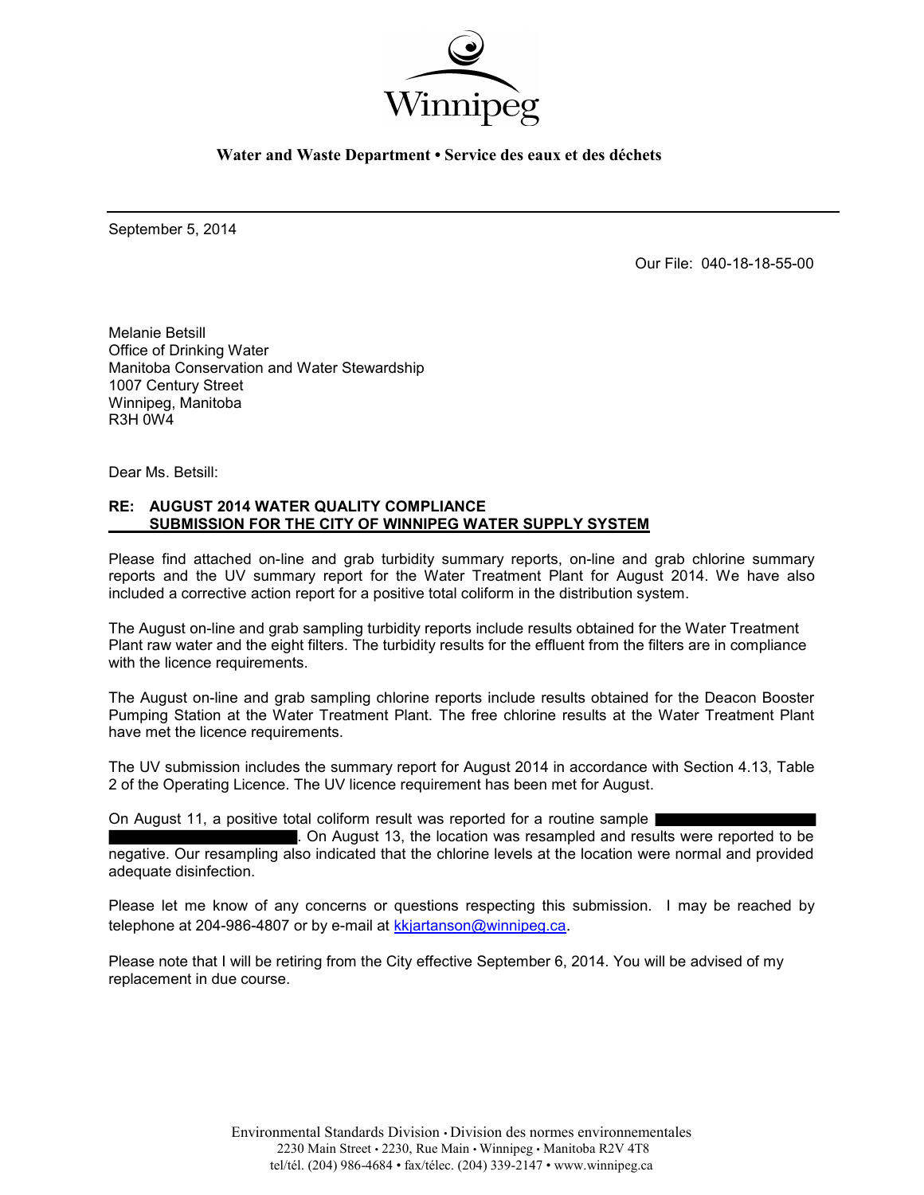Winnipeg

**Water and Waste Department • Service des eaux et des déchets**

---

September 5, 2014

Our File: 040-18-18-55-00

Melanie Betsill
Office of Drinking Water
Manitoba Conservation and Water Stewardship
1007 Century Street
Winnipeg, Manitoba
R3H 0W4

Dear Ms. Betsill:

**RE: AUGUST 2014 WATER QUALITY COMPLIANCE SUBMISSION FOR THE CITY OF WINNIPEG WATER SUPPLY SYSTEM**

Please find attached on-line and grab turbidity summary reports, on-line and grab chlorine summary reports and the UV summary report for the Water Treatment Plant for August 2014. We have also included a corrective action report for a positive total coliform in the distribution system.

The August on-line and grab sampling turbidity reports include results obtained for the Water Treatment Plant raw water and the eight filters. The turbidity results for the effluent from the filters are in compliance with the licence requirements.

The August on-line and grab sampling chlorine reports include results obtained for the Deacon Booster Pumping Station at the Water Treatment Plant. The free chlorine results at the Water Treatment Plant have met the licence requirements.

The UV submission includes the summary report for August 2014 in accordance with Section 4.13, Table 2 of the Operating Licence. The UV licence requirement has been met for August.

On August 11, a positive total coliform result was reported for a routine sample ██████████ ██████████. On August 13, the location was resampled and results were reported to be negative. Our resampling also indicated that the chlorine levels at the location were normal and provided adequate disinfection.

Please let me know of any concerns or questions respecting this submission. I may be reached by telephone at 204-986-4807 or by e-mail at kkjartanson@winnipeg.ca.

Please note that I will be retiring from the City effective September 6, 2014. You will be advised of my replacement in due course.

Environmental Standards Division • Division des normes environnementales
2230 Main Street • 2230, Rue Main • Winnipeg • Manitoba R2V 4T8
tel/tél. (204) 986-4684 • fax/télec. (204) 339-2147 • www.winnipeg.ca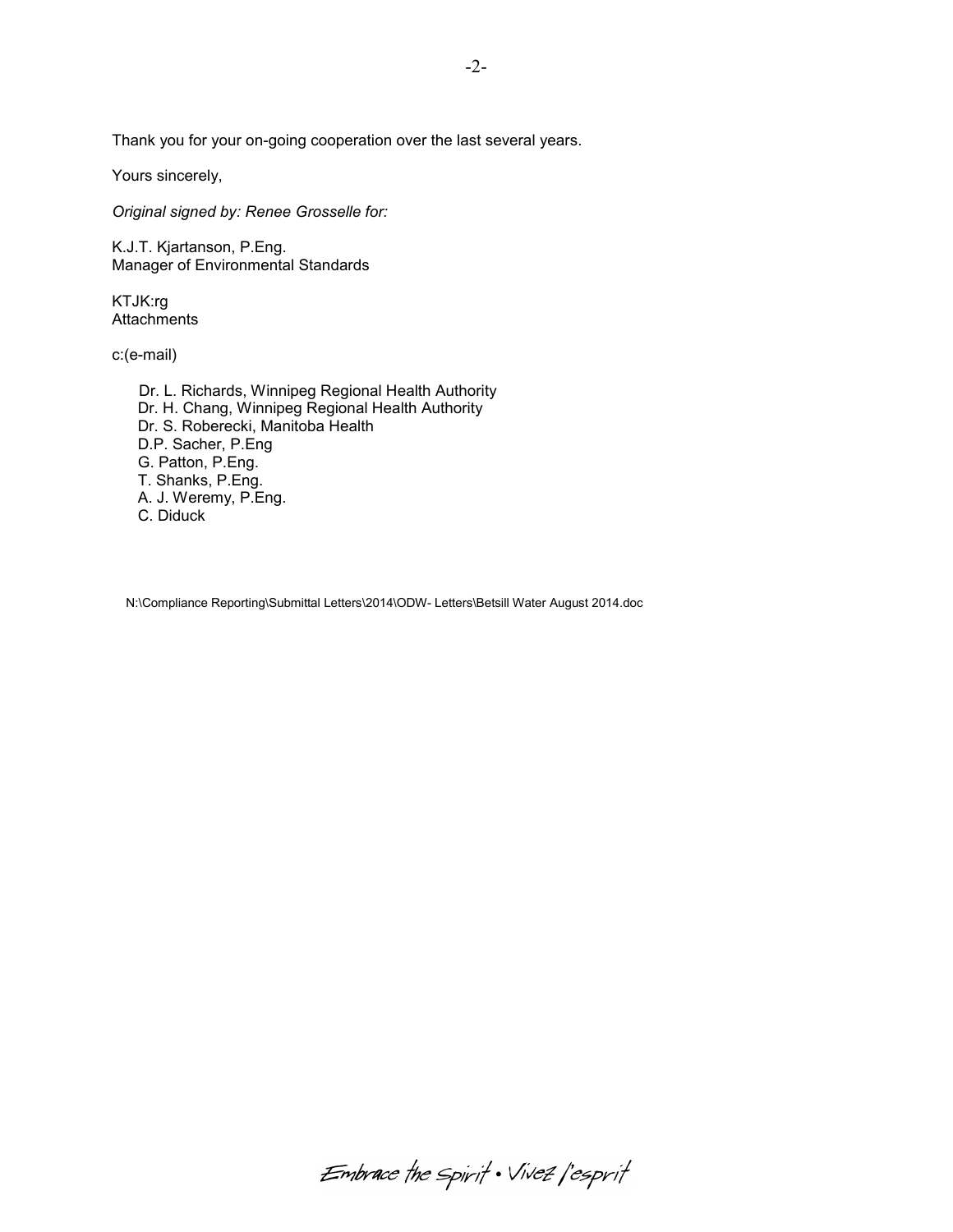Thank you for your on-going cooperation over the last several years.

Yours sincerely,

*Original signed by: Renee Grosselle for:*

K.J.T. Kjartanson, P.Eng.
Manager of Environmental Standards

KTJK:rg
Attachments

c:(e-mail)

Dr. L. Richards, Winnipeg Regional Health Authority
Dr. H. Chang, Winnipeg Regional Health Authority
Dr. S. Roberecki, Manitoba Health
D.P. Sacher, P.Eng
G. Patton, P.Eng.
T. Shanks, P.Eng.
A. J. Weremy, P.Eng.
C. Diduck

N:\Compliance Reporting\Submittal Letters\2014\ODW- Letters\Betsill Water August 2014.doc

Embrace the spirit • Vivez l'esprit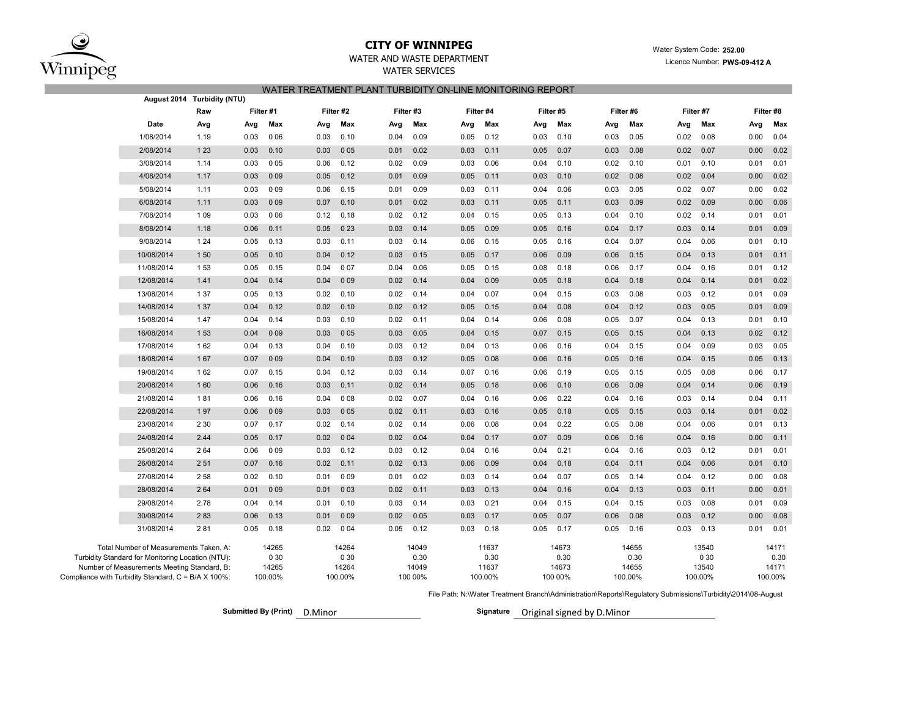**CITY OF WINNIPEG**

WATER AND WASTE DEPARTMENT

WATER SERVICES

Water System Code: **252.00**

Licence Number: **PWS-09-412 A**

## WATER TREATMENT PLANT TURBIDITY ON-LINE MONITORING REPORT

**August 2014 Turbidity (NTU)**

| Date | Raw | Filter #1 | | Filter #2 | | Filter #3 | | Filter #4 | | Filter #5 | | Filter #6 | | Filter #7 | | Filter #8 | |
|---|---|---|---|---|---|---|---|---|---|---|---|---|---|---|---|---|---|
| | Avg | Avg | Max | Avg | Max | Avg | Max | Avg | Max | Avg | Max | Avg | Max | Avg | Max | Avg | Max |
| 1/08/2014 | 1.19 | 0.03 | 0 06 | 0.03 | 0.10 | 0.04 | 0.09 | 0.05 | 0.12 | 0.03 | 0.10 | 0.03 | 0.05 | 0.02 | 0.08 | 0.00 | 0.04 |
| 2/08/2014 | 1 23 | 0.03 | 0.10 | 0.03 | 0 05 | 0.01 | 0.02 | 0.03 | 0.11 | 0.05 | 0.07 | 0.03 | 0.08 | 0.02 | 0.07 | 0.00 | 0.02 |
| 3/08/2014 | 1.14 | 0.03 | 0 05 | 0.06 | 0.12 | 0.02 | 0.09 | 0.03 | 0.06 | 0.04 | 0.10 | 0.02 | 0.10 | 0.01 | 0.10 | 0.01 | 0.01 |
| 4/08/2014 | 1.17 | 0.03 | 0 09 | 0.05 | 0.12 | 0.01 | 0.09 | 0.05 | 0.11 | 0.03 | 0.10 | 0.02 | 0.08 | 0.02 | 0.04 | 0.00 | 0.02 |
| 5/08/2014 | 1.11 | 0.03 | 0 09 | 0.06 | 0.15 | 0.01 | 0.09 | 0.03 | 0.11 | 0.04 | 0.06 | 0.03 | 0.05 | 0.02 | 0.07 | 0.00 | 0.02 |
| 6/08/2014 | 1.11 | 0.03 | 0 09 | 0.07 | 0.10 | 0.01 | 0.02 | 0.03 | 0.11 | 0.05 | 0.11 | 0.03 | 0.09 | 0.02 | 0.09 | 0.00 | 0.06 |
| 7/08/2014 | 1 09 | 0.03 | 0 06 | 0.12 | 0.18 | 0.02 | 0.12 | 0.04 | 0.15 | 0.05 | 0.13 | 0.04 | 0.10 | 0.02 | 0.14 | 0.01 | 0.01 |
| 8/08/2014 | 1.18 | 0.06 | 0.11 | 0.05 | 0 23 | 0.03 | 0.14 | 0.05 | 0.09 | 0.05 | 0.16 | 0.04 | 0.17 | 0.03 | 0.14 | 0.01 | 0.09 |
| 9/08/2014 | 1 24 | 0.05 | 0.13 | 0.03 | 0.11 | 0.03 | 0.14 | 0.06 | 0.15 | 0.05 | 0.16 | 0.04 | 0.07 | 0.04 | 0.06 | 0.01 | 0.10 |
| 10/08/2014 | 1 50 | 0.05 | 0.10 | 0.04 | 0.12 | 0.03 | 0.15 | 0.05 | 0.17 | 0.06 | 0.09 | 0.06 | 0.15 | 0.04 | 0.13 | 0.01 | 0.11 |
| 11/08/2014 | 1 53 | 0.05 | 0.15 | 0.04 | 0 07 | 0.04 | 0.06 | 0.05 | 0.15 | 0.08 | 0.18 | 0.06 | 0.17 | 0.04 | 0.16 | 0.01 | 0.12 |
| 12/08/2014 | 1.41 | 0.04 | 0.14 | 0.04 | 0 09 | 0.02 | 0.14 | 0.04 | 0.09 | 0.05 | 0.18 | 0.04 | 0.18 | 0.04 | 0.14 | 0.01 | 0.02 |
| 13/08/2014 | 1 37 | 0.05 | 0.13 | 0.02 | 0.10 | 0.02 | 0.14 | 0.04 | 0.07 | 0.04 | 0.15 | 0.03 | 0.08 | 0.03 | 0.12 | 0.01 | 0.09 |
| 14/08/2014 | 1 37 | 0.04 | 0.12 | 0.02 | 0.10 | 0.02 | 0.12 | 0.05 | 0.15 | 0.04 | 0.08 | 0.04 | 0.12 | 0.03 | 0.05 | 0.01 | 0.09 |
| 15/08/2014 | 1.47 | 0.04 | 0.14 | 0.03 | 0.10 | 0.02 | 0.11 | 0.04 | 0.14 | 0.06 | 0.08 | 0.05 | 0.07 | 0.04 | 0.13 | 0.01 | 0.10 |
| 16/08/2014 | 1 53 | 0.04 | 0 09 | 0.03 | 0 05 | 0.03 | 0.05 | 0.04 | 0.15 | 0.07 | 0.15 | 0.05 | 0.15 | 0.04 | 0.13 | 0.02 | 0.12 |
| 17/08/2014 | 1 62 | 0.04 | 0.13 | 0.04 | 0.10 | 0.03 | 0.12 | 0.04 | 0.13 | 0.06 | 0.16 | 0.04 | 0.15 | 0.04 | 0.09 | 0.03 | 0.05 |
| 18/08/2014 | 1 67 | 0.07 | 0 09 | 0.04 | 0.10 | 0.03 | 0.12 | 0.05 | 0.08 | 0.06 | 0.16 | 0.05 | 0.16 | 0.04 | 0.15 | 0.05 | 0.13 |
| 19/08/2014 | 1 62 | 0.07 | 0.15 | 0.04 | 0.12 | 0.03 | 0.14 | 0.07 | 0.16 | 0.06 | 0.19 | 0.05 | 0.15 | 0.05 | 0.08 | 0.06 | 0.17 |
| 20/08/2014 | 1 60 | 0.06 | 0.16 | 0.03 | 0.11 | 0.02 | 0.14 | 0.05 | 0.18 | 0.06 | 0.10 | 0.06 | 0.09 | 0.04 | 0.14 | 0.06 | 0.19 |
| 21/08/2014 | 1 81 | 0.06 | 0.16 | 0.04 | 0 08 | 0.02 | 0.07 | 0.04 | 0.16 | 0.06 | 0.22 | 0.04 | 0.16 | 0.03 | 0.14 | 0.04 | 0.11 |
| 22/08/2014 | 1 97 | 0.06 | 0 09 | 0.03 | 0 05 | 0.02 | 0.11 | 0.03 | 0.16 | 0.05 | 0.18 | 0.05 | 0.15 | 0.03 | 0.14 | 0.01 | 0.02 |
| 23/08/2014 | 2 30 | 0.07 | 0.17 | 0.02 | 0.14 | 0.02 | 0.14 | 0.06 | 0.08 | 0.04 | 0.22 | 0.05 | 0.08 | 0.04 | 0.06 | 0.01 | 0.13 |
| 24/08/2014 | 2.44 | 0.05 | 0.17 | 0.02 | 0 04 | 0.02 | 0.04 | 0.04 | 0.17 | 0.07 | 0.09 | 0.06 | 0.16 | 0.04 | 0.16 | 0.00 | 0.11 |
| 25/08/2014 | 2 64 | 0.06 | 0 09 | 0.03 | 0.12 | 0.03 | 0.12 | 0.04 | 0.16 | 0.04 | 0.21 | 0.04 | 0.16 | 0.03 | 0.12 | 0.01 | 0.01 |
| 26/08/2014 | 2 51 | 0.07 | 0.16 | 0.02 | 0.11 | 0.02 | 0.13 | 0.06 | 0.09 | 0.04 | 0.18 | 0.04 | 0.11 | 0.04 | 0.06 | 0.01 | 0.10 |
| 27/08/2014 | 2 58 | 0.02 | 0.10 | 0.01 | 0 09 | 0.01 | 0.02 | 0.03 | 0.14 | 0.04 | 0.07 | 0.05 | 0.14 | 0.04 | 0.12 | 0.00 | 0.08 |
| 28/08/2014 | 2 64 | 0.01 | 0 09 | 0.01 | 0 03 | 0.02 | 0.11 | 0.03 | 0.13 | 0.04 | 0.16 | 0.04 | 0.13 | 0.03 | 0.11 | 0.00 | 0.01 |
| 29/08/2014 | 2.78 | 0.04 | 0.14 | 0.01 | 0.10 | 0.03 | 0.14 | 0.03 | 0.21 | 0.04 | 0.15 | 0.04 | 0.15 | 0.03 | 0.08 | 0.01 | 0.09 |
| 30/08/2014 | 2 83 | 0.06 | 0.13 | 0.01 | 0 09 | 0.02 | 0.05 | 0.03 | 0.17 | 0.05 | 0.07 | 0.06 | 0.08 | 0.03 | 0.12 | 0.00 | 0.08 |
| 31/08/2014 | 2 81 | 0.05 | 0.18 | 0.02 | 0 04 | 0.05 | 0.12 | 0.03 | 0.18 | 0.05 | 0.17 | 0.05 | 0.16 | 0.03 | 0.13 | 0.01 | 0.01 |
| Total Number of Measurements Taken, A: | | | 14265 | | 14264 | | 14049 | | 11637 | | 14673 | | 14655 | | 13540 | | 14171 |
| Turbidity Standard for Monitoring Location (NTU): | | | 0 30 | | 0 30 | | 0.30 | | 0.30 | | 0.30 | | 0.30 | | 0 30 | | 0.30 |
| Number of Measurements Meeting Standard, B: | | | 14265 | | 14264 | | 14049 | | 11637 | | 14673 | | 14655 | | 13540 | | 14171 |
| Compliance with Turbidity Standard, C = B/A X 100%: | | | 100.00% | | 100.00% | | 100 00% | | 100.00% | | 100 00% | | 100.00% | | 100.00% | | 100.00% |

File Path: N:\Water Treatment Branch\Administration\Reports\Regulatory Submissions\Turbidity\2014\08-August

**Submitted By (Print)** D.Minor

**Signature** Original signed by D.Minor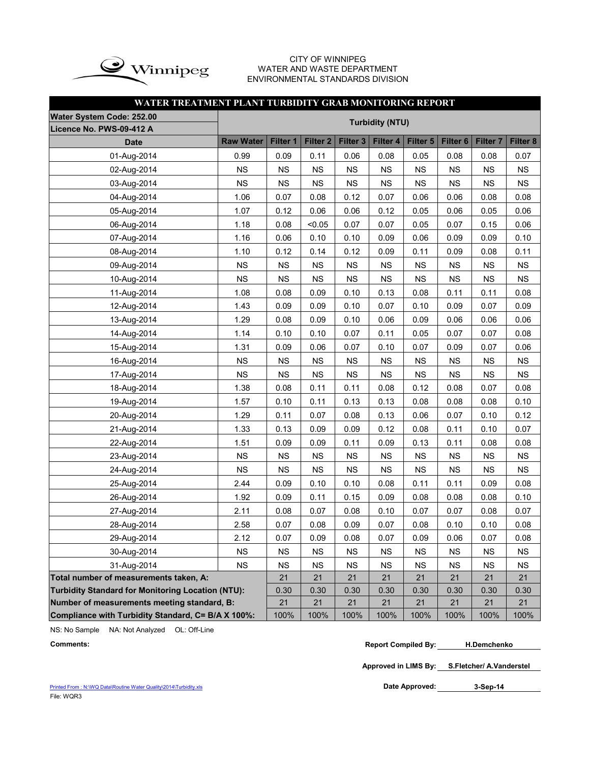CITY OF WINNIPEG
WATER AND WASTE DEPARTMENT
ENVIRONMENTAL STANDARDS DIVISION

# WATER TREATMENT PLANT TURBIDITY GRAB MONITORING REPORT

| Water System Code: 252.00 | Turbidity (NTU) | | | | | | | | |
|---|---|---|---|---|---|---|---|---|---|
| Licence No. PWS-09-412 A | | | | | | | | | |
| Date | Raw Water | Filter 1 | Filter 2 | Filter 3 | Filter 4 | Filter 5 | Filter 6 | Filter 7 | Filter 8 |
| 01-Aug-2014 | 0.99 | 0.09 | 0.11 | 0.06 | 0.08 | 0.05 | 0.08 | 0.08 | 0.07 |
| 02-Aug-2014 | NS | NS | NS | NS | NS | NS | NS | NS | NS |
| 03-Aug-2014 | NS | NS | NS | NS | NS | NS | NS | NS | NS |
| 04-Aug-2014 | 1.06 | 0.07 | 0.08 | 0.12 | 0.07 | 0.06 | 0.06 | 0.08 | 0.08 |
| 05-Aug-2014 | 1.07 | 0.12 | 0.06 | 0.06 | 0.12 | 0.05 | 0.06 | 0.05 | 0.06 |
| 06-Aug-2014 | 1.18 | 0.08 | <0.05 | 0.07 | 0.07 | 0.05 | 0.07 | 0.15 | 0.06 |
| 07-Aug-2014 | 1.16 | 0.06 | 0.10 | 0.10 | 0.09 | 0.06 | 0.09 | 0.09 | 0.10 |
| 08-Aug-2014 | 1.10 | 0.12 | 0.14 | 0.12 | 0.09 | 0.11 | 0.09 | 0.08 | 0.11 |
| 09-Aug-2014 | NS | NS | NS | NS | NS | NS | NS | NS | NS |
| 10-Aug-2014 | NS | NS | NS | NS | NS | NS | NS | NS | NS |
| 11-Aug-2014 | 1.08 | 0.08 | 0.09 | 0.10 | 0.13 | 0.08 | 0.11 | 0.11 | 0.08 |
| 12-Aug-2014 | 1.43 | 0.09 | 0.09 | 0.10 | 0.07 | 0.10 | 0.09 | 0.07 | 0.09 |
| 13-Aug-2014 | 1.29 | 0.08 | 0.09 | 0.10 | 0.06 | 0.09 | 0.06 | 0.06 | 0.06 |
| 14-Aug-2014 | 1.14 | 0.10 | 0.10 | 0.07 | 0.11 | 0.05 | 0.07 | 0.07 | 0.08 |
| 15-Aug-2014 | 1.31 | 0.09 | 0.06 | 0.07 | 0.10 | 0.07 | 0.09 | 0.07 | 0.06 |
| 16-Aug-2014 | NS | NS | NS | NS | NS | NS | NS | NS | NS |
| 17-Aug-2014 | NS | NS | NS | NS | NS | NS | NS | NS | NS |
| 18-Aug-2014 | 1.38 | 0.08 | 0.11 | 0.11 | 0.08 | 0.12 | 0.08 | 0.07 | 0.08 |
| 19-Aug-2014 | 1.57 | 0.10 | 0.11 | 0.13 | 0.13 | 0.08 | 0.08 | 0.08 | 0.10 |
| 20-Aug-2014 | 1.29 | 0.11 | 0.07 | 0.08 | 0.13 | 0.06 | 0.07 | 0.10 | 0.12 |
| 21-Aug-2014 | 1.33 | 0.13 | 0.09 | 0.09 | 0.12 | 0.08 | 0.11 | 0.10 | 0.07 |
| 22-Aug-2014 | 1.51 | 0.09 | 0.09 | 0.11 | 0.09 | 0.13 | 0.11 | 0.08 | 0.08 |
| 23-Aug-2014 | NS | NS | NS | NS | NS | NS | NS | NS | NS |
| 24-Aug-2014 | NS | NS | NS | NS | NS | NS | NS | NS | NS |
| 25-Aug-2014 | 2.44 | 0.09 | 0.10 | 0.10 | 0.08 | 0.11 | 0.11 | 0.09 | 0.08 |
| 26-Aug-2014 | 1.92 | 0.09 | 0.11 | 0.15 | 0.09 | 0.08 | 0.08 | 0.08 | 0.10 |
| 27-Aug-2014 | 2.11 | 0.08 | 0.07 | 0.08 | 0.10 | 0.07 | 0.07 | 0.08 | 0.07 |
| 28-Aug-2014 | 2.58 | 0.07 | 0.08 | 0.09 | 0.07 | 0.08 | 0.10 | 0.10 | 0.08 |
| 29-Aug-2014 | 2.12 | 0.07 | 0.09 | 0.08 | 0.07 | 0.09 | 0.06 | 0.07 | 0.08 |
| 30-Aug-2014 | NS | NS | NS | NS | NS | NS | NS | NS | NS |
| 31-Aug-2014 | NS | NS | NS | NS | NS | NS | NS | NS | NS |
| **Total number of measurements taken, A:** | | 21 | 21 | 21 | 21 | 21 | 21 | 21 | 21 |
| **Turbidity Standard for Monitoring Location (NTU):** | | 0.30 | 0.30 | 0.30 | 0.30 | 0.30 | 0.30 | 0.30 | 0.30 |
| **Number of measurements meeting standard, B:** | | 21 | 21 | 21 | 21 | 21 | 21 | 21 | 21 |
| **Compliance with Turbidity Standard, C= B/A X 100%:** | | 100% | 100% | 100% | 100% | 100% | 100% | 100% | 100% |

NS: No Sample NA: Not Analyzed OL: Off-Line

**Comments:**

**Report Compiled By:** H.Demchenko

**Approved in LIMS By:** S.Fletcher/ A.Vanderstel

**Date Approved:** 3-Sep-14

Printed From : N:\WQ Data\Routine Water Quality\2014\Turbidity.xls
File: WQR3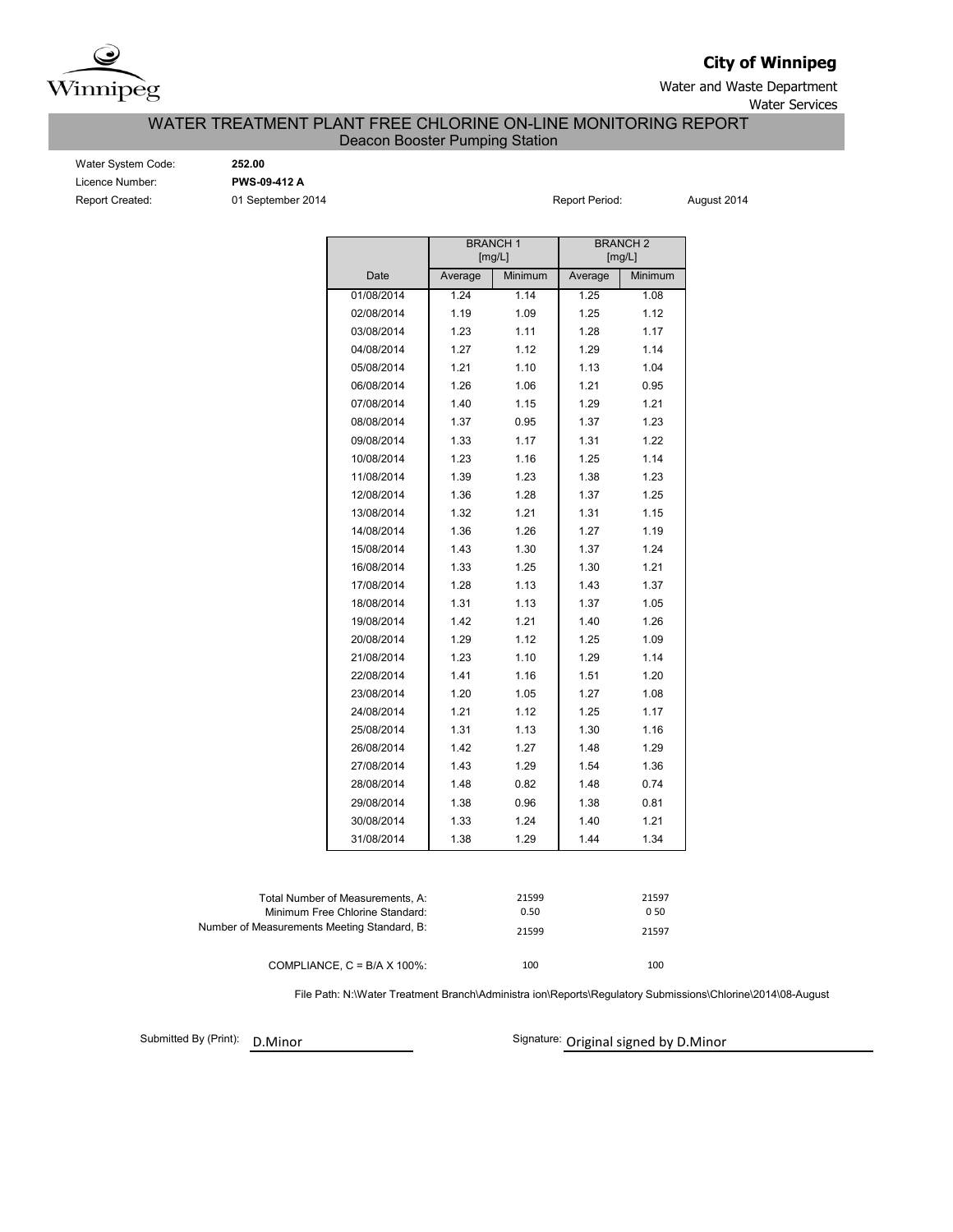**City of Winnipeg**

Water and Waste Department

Water Services

# WATER TREATMENT PLANT FREE CHLORINE ON-LINE MONITORING REPORT

## Deacon Booster Pumping Station

Water System Code: **252.00**

Licence Number: **PWS-09-412 A**

Report Created: 01 September 2014

Report Period: August 2014

| | BRANCH 1 [mg/L] | | BRANCH 2 [mg/L] | |
|---|---|---|---|---|
| Date | Average | Minimum | Average | Minimum |
| 01/08/2014 | 1.24 | 1.14 | 1.25 | 1.08 |
| 02/08/2014 | 1.19 | 1.09 | 1.25 | 1.12 |
| 03/08/2014 | 1.23 | 1.11 | 1.28 | 1.17 |
| 04/08/2014 | 1.27 | 1.12 | 1.29 | 1.14 |
| 05/08/2014 | 1.21 | 1.10 | 1.13 | 1.04 |
| 06/08/2014 | 1.26 | 1.06 | 1.21 | 0.95 |
| 07/08/2014 | 1.40 | 1.15 | 1.29 | 1.21 |
| 08/08/2014 | 1.37 | 0.95 | 1.37 | 1.23 |
| 09/08/2014 | 1.33 | 1.17 | 1.31 | 1.22 |
| 10/08/2014 | 1.23 | 1.16 | 1.25 | 1.14 |
| 11/08/2014 | 1.39 | 1.23 | 1.38 | 1.23 |
| 12/08/2014 | 1.36 | 1.28 | 1.37 | 1.25 |
| 13/08/2014 | 1.32 | 1.21 | 1.31 | 1.15 |
| 14/08/2014 | 1.36 | 1.26 | 1.27 | 1.19 |
| 15/08/2014 | 1.43 | 1.30 | 1.37 | 1.24 |
| 16/08/2014 | 1.33 | 1.25 | 1.30 | 1.21 |
| 17/08/2014 | 1.28 | 1.13 | 1.43 | 1.37 |
| 18/08/2014 | 1.31 | 1.13 | 1.37 | 1.05 |
| 19/08/2014 | 1.42 | 1.21 | 1.40 | 1.26 |
| 20/08/2014 | 1.29 | 1.12 | 1.25 | 1.09 |
| 21/08/2014 | 1.23 | 1.10 | 1.29 | 1.14 |
| 22/08/2014 | 1.41 | 1.16 | 1.51 | 1.20 |
| 23/08/2014 | 1.20 | 1.05 | 1.27 | 1.08 |
| 24/08/2014 | 1.21 | 1.12 | 1.25 | 1.17 |
| 25/08/2014 | 1.31 | 1.13 | 1.30 | 1.16 |
| 26/08/2014 | 1.42 | 1.27 | 1.48 | 1.29 |
| 27/08/2014 | 1.43 | 1.29 | 1.54 | 1.36 |
| 28/08/2014 | 1.48 | 0.82 | 1.48 | 0.74 |
| 29/08/2014 | 1.38 | 0.96 | 1.38 | 0.81 |
| 30/08/2014 | 1.33 | 1.24 | 1.40 | 1.21 |
| 31/08/2014 | 1.38 | 1.29 | 1.44 | 1.34 |

| | Branch 1 | Branch 2 |
|---|---|---|
| Total Number of Measurements, A: | 21599 | 21597 |
| Minimum Free Chlorine Standard: | 0.50 | 0 50 |
| Number of Measurements Meeting Standard, B: | 21599 | 21597 |
| COMPLIANCE, C = B/A X 100%: | 100 | 100 |

File Path: N:\Water Treatment Branch\Administra ion\Reports\Regulatory Submissions\Chlorine\2014\08-August

Submitted By (Print): D.Minor

Signature: Original signed by D.Minor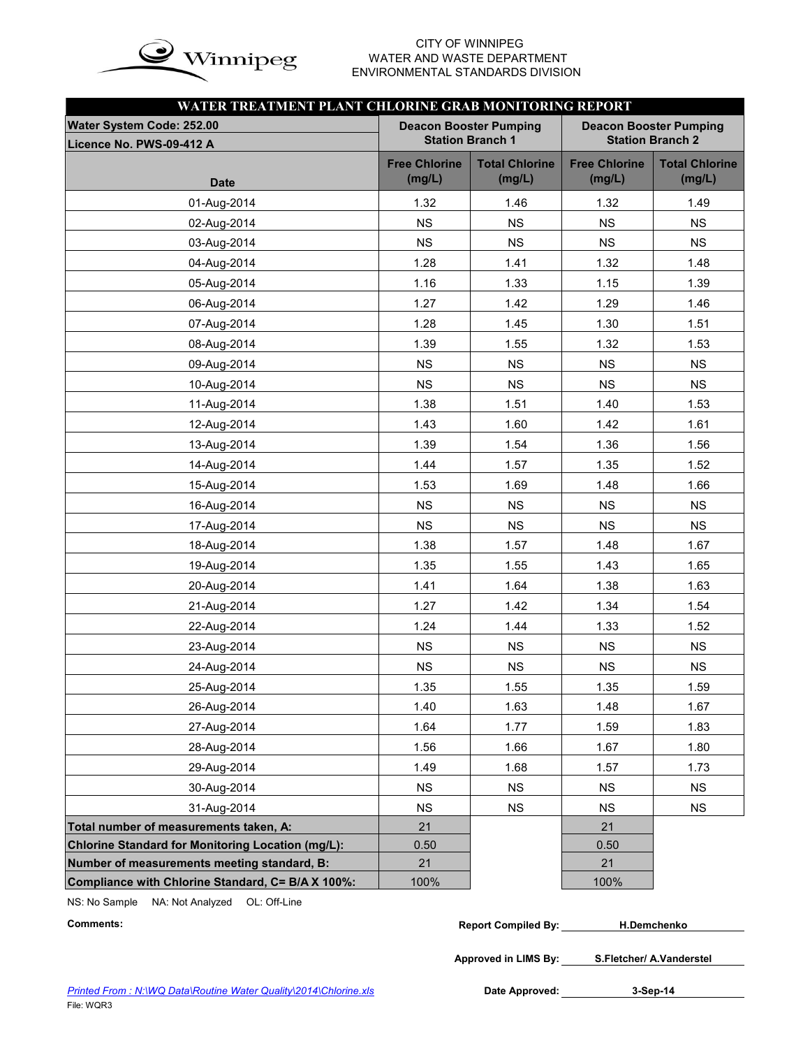CITY OF WINNIPEG
WATER AND WASTE DEPARTMENT
ENVIRONMENTAL STANDARDS DIVISION

## WATER TREATMENT PLANT CHLORINE GRAB MONITORING REPORT

| Water System Code: 252.00<br>Licence No. PWS-09-412 A | Deacon Booster Pumping Station Branch 1 | | Deacon Booster Pumping Station Branch 2 | |
|---|---|---|---|---|
| Date | Free Chlorine (mg/L) | Total Chlorine (mg/L) | Free Chlorine (mg/L) | Total Chlorine (mg/L) |
| 01-Aug-2014 | 1.32 | 1.46 | 1.32 | 1.49 |
| 02-Aug-2014 | NS | NS | NS | NS |
| 03-Aug-2014 | NS | NS | NS | NS |
| 04-Aug-2014 | 1.28 | 1.41 | 1.32 | 1.48 |
| 05-Aug-2014 | 1.16 | 1.33 | 1.15 | 1.39 |
| 06-Aug-2014 | 1.27 | 1.42 | 1.29 | 1.46 |
| 07-Aug-2014 | 1.28 | 1.45 | 1.30 | 1.51 |
| 08-Aug-2014 | 1.39 | 1.55 | 1.32 | 1.53 |
| 09-Aug-2014 | NS | NS | NS | NS |
| 10-Aug-2014 | NS | NS | NS | NS |
| 11-Aug-2014 | 1.38 | 1.51 | 1.40 | 1.53 |
| 12-Aug-2014 | 1.43 | 1.60 | 1.42 | 1.61 |
| 13-Aug-2014 | 1.39 | 1.54 | 1.36 | 1.56 |
| 14-Aug-2014 | 1.44 | 1.57 | 1.35 | 1.52 |
| 15-Aug-2014 | 1.53 | 1.69 | 1.48 | 1.66 |
| 16-Aug-2014 | NS | NS | NS | NS |
| 17-Aug-2014 | NS | NS | NS | NS |
| 18-Aug-2014 | 1.38 | 1.57 | 1.48 | 1.67 |
| 19-Aug-2014 | 1.35 | 1.55 | 1.43 | 1.65 |
| 20-Aug-2014 | 1.41 | 1.64 | 1.38 | 1.63 |
| 21-Aug-2014 | 1.27 | 1.42 | 1.34 | 1.54 |
| 22-Aug-2014 | 1.24 | 1.44 | 1.33 | 1.52 |
| 23-Aug-2014 | NS | NS | NS | NS |
| 24-Aug-2014 | NS | NS | NS | NS |
| 25-Aug-2014 | 1.35 | 1.55 | 1.35 | 1.59 |
| 26-Aug-2014 | 1.40 | 1.63 | 1.48 | 1.67 |
| 27-Aug-2014 | 1.64 | 1.77 | 1.59 | 1.83 |
| 28-Aug-2014 | 1.56 | 1.66 | 1.67 | 1.80 |
| 29-Aug-2014 | 1.49 | 1.68 | 1.57 | 1.73 |
| 30-Aug-2014 | NS | NS | NS | NS |
| 31-Aug-2014 | NS | NS | NS | NS |
| Total number of measurements taken, A: | 21 | | 21 | |
| Chlorine Standard for Monitoring Location (mg/L): | 0.50 | | 0.50 | |
| Number of measurements meeting standard, B: | 21 | | 21 | |
| Compliance with Chlorine Standard, C= B/A X 100%: | 100% | | 100% | |

NS: No Sample NA: Not Analyzed OL: Off-Line

**Comments:**

**Report Compiled By:** H.Demchenko

**Approved in LIMS By:** S.Fletcher/ A.Vanderstel

**Date Approved:** 3-Sep-14

*Printed From : N:\WQ Data\Routine Water Quality\2014\Chlorine.xls*

File: WQR3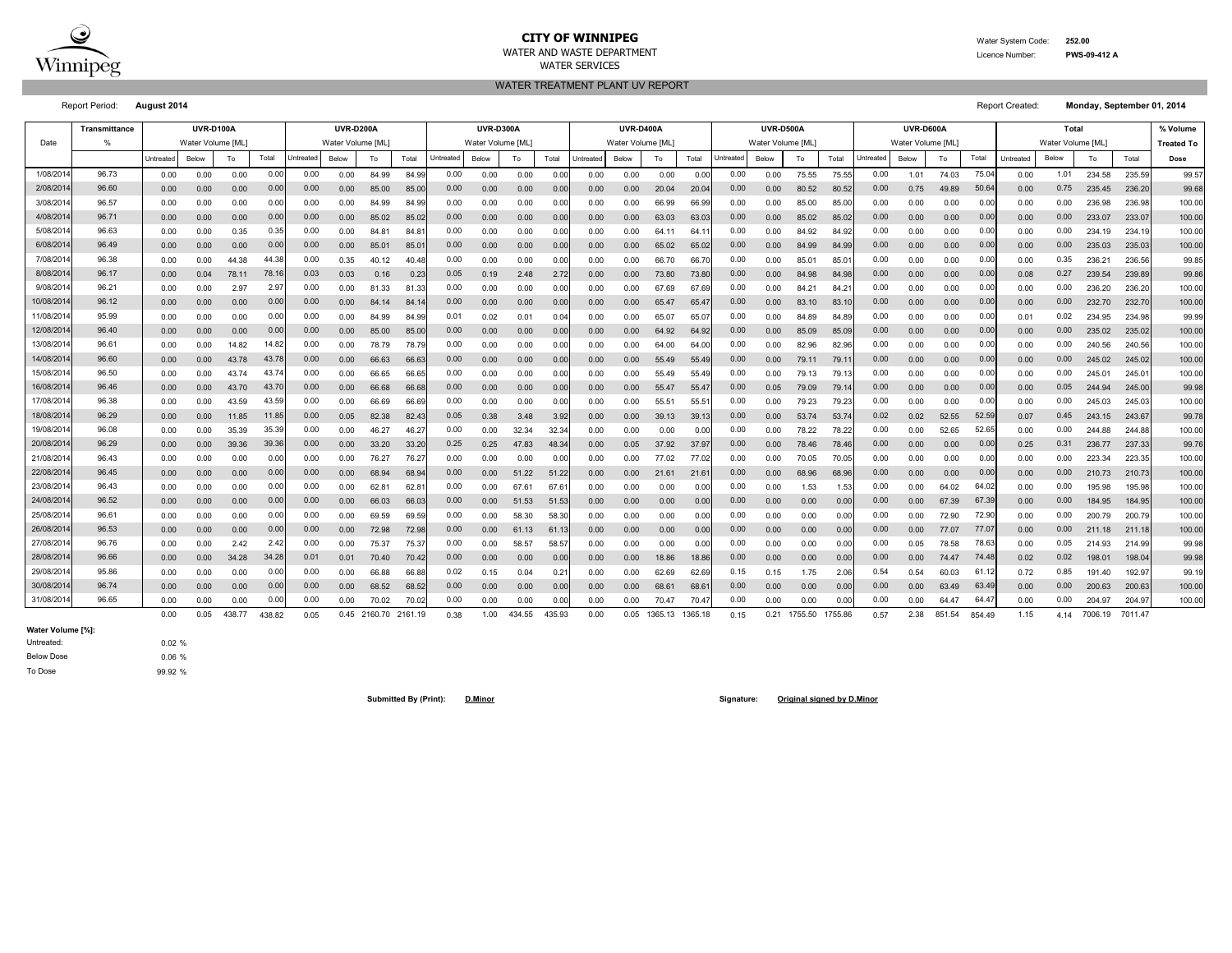# CITY OF WINNIPEG

WATER AND WASTE DEPARTMENT

WATER SERVICES

Water System Code: **252.00**

Licence Number: **PWS-09-412 A**

## WATER TREATMENT PLANT UV REPORT

Report Period: **August 2014**

Report Created: **Monday, September 01, 2014**

| Date | Transmittance | UVR-D100A | | | | UVR-D200A | | | | UVR-D300A | | | | UVR-D400A | | | | UVR-D500A | | | | UVR-D600A | | | | Total | | | | % Volume |
|---|---|---|---|---|---|---|---|---|---|---|---|---|---|---|---|---|---|---|---|---|---|---|---|---|---|---|---|---|---|---|
| | % | Water Volume [ML] | | | | Water Volume [ML] | | | | Water Volume [ML] | | | | Water Volume [ML] | | | | Water Volume [ML] | | | | Water Volume [ML] | | | | Water Volume [ML] | | | | Treated To |
| | | Untreated | Below | To | Total | Untreated | Below | To | Total | Untreated | Below | To | Total | Untreated | Below | To | Total | Untreated | Below | To | Total | Untreated | Below | To | Total | Untreated | Below | To | Total | Dose |
| 1/08/2014 | 96.73 | 0.00 | 0.00 | 0.00 | 0.00 | 0.00 | 0.00 | 84.99 | 84.99 | 0.00 | 0.00 | 0.00 | 0.00 | 0.00 | 0.00 | 0.00 | 0.00 | 0.00 | 0.00 | 75.55 | 75.55 | 0.00 | 1.01 | 74.03 | 75.04 | 0.00 | 1.01 | 234.58 | 235.59 | 99.57 |
| 2/08/2014 | 96.60 | 0.00 | 0.00 | 0.00 | 0.00 | 0.00 | 0.00 | 85.00 | 85.00 | 0.00 | 0.00 | 0.00 | 0.00 | 0.00 | 0.00 | 20.04 | 20.04 | 0.00 | 0.00 | 80.52 | 80.52 | 0.00 | 0.75 | 49.89 | 50.64 | 0.00 | 0.75 | 235.45 | 236.20 | 99.68 |
| 3/08/2014 | 96.57 | 0.00 | 0.00 | 0.00 | 0.00 | 0.00 | 0.00 | 84.99 | 84.99 | 0.00 | 0.00 | 0.00 | 0.00 | 0.00 | 0.00 | 66.99 | 66.99 | 0.00 | 0.00 | 85.00 | 85.00 | 0.00 | 0.00 | 0.00 | 0.00 | 0.00 | 0.00 | 236.98 | 236.98 | 100.00 |
| 4/08/2014 | 96.71 | 0.00 | 0.00 | 0.00 | 0.00 | 0.00 | 0.00 | 85.02 | 85.02 | 0.00 | 0.00 | 0.00 | 0.00 | 0.00 | 0.00 | 63.03 | 63.03 | 0.00 | 0.00 | 85.02 | 85.02 | 0.00 | 0.00 | 0.00 | 0.00 | 0.00 | 0.00 | 233.07 | 233.07 | 100.00 |
| 5/08/2014 | 96.63 | 0.00 | 0.00 | 0.35 | 0.35 | 0.00 | 0.00 | 84.81 | 84.81 | 0.00 | 0.00 | 0.00 | 0.00 | 0.00 | 0.00 | 64.11 | 64.11 | 0.00 | 0.00 | 84.92 | 84.92 | 0.00 | 0.00 | 0.00 | 0.00 | 0.00 | 0.00 | 234.19 | 234.19 | 100.00 |
| 6/08/2014 | 96.49 | 0.00 | 0.00 | 0.00 | 0.00 | 0.00 | 0.00 | 85.01 | 85.01 | 0.00 | 0.00 | 0.00 | 0.00 | 0.00 | 0.00 | 65.02 | 65.02 | 0.00 | 0.00 | 84.99 | 84.99 | 0.00 | 0.00 | 0.00 | 0.00 | 0.00 | 0.00 | 235.03 | 235.03 | 100.00 |
| 7/08/2014 | 96.38 | 0.00 | 0.00 | 44.38 | 44.38 | 0.00 | 0.35 | 40.12 | 40.48 | 0.00 | 0.00 | 0.00 | 0.00 | 0.00 | 0.00 | 66.70 | 66.70 | 0.00 | 0.00 | 85.01 | 85.01 | 0.00 | 0.00 | 0.00 | 0.00 | 0.00 | 0.35 | 236.21 | 236.56 | 99.85 |
| 8/08/2014 | 96.17 | 0.00 | 0.04 | 78.11 | 78.16 | 0.03 | 0.03 | 0.16 | 0.23 | 0.05 | 0.19 | 2.48 | 2.72 | 0.00 | 0.00 | 73.80 | 73.80 | 0.00 | 0.00 | 84.98 | 84.98 | 0.00 | 0.00 | 0.00 | 0.00 | 0.08 | 0.27 | 239.54 | 239.89 | 99.86 |
| 9/08/2014 | 96.21 | 0.00 | 0.00 | 2.97 | 2.97 | 0.00 | 0.00 | 81.33 | 81.33 | 0.00 | 0.00 | 0.00 | 0.00 | 0.00 | 0.00 | 67.69 | 67.69 | 0.00 | 0.00 | 84.21 | 84.21 | 0.00 | 0.00 | 0.00 | 0.00 | 0.00 | 0.00 | 236.20 | 236.20 | 100.00 |
| 10/08/2014 | 96.12 | 0.00 | 0.00 | 0.00 | 0.00 | 0.00 | 0.00 | 84.14 | 84.14 | 0.00 | 0.00 | 0.00 | 0.00 | 0.00 | 0.00 | 65.47 | 65.47 | 0.00 | 0.00 | 83.10 | 83.10 | 0.00 | 0.00 | 0.00 | 0.00 | 0.00 | 0.00 | 232.70 | 232.70 | 100.00 |
| 11/08/2014 | 95.99 | 0.00 | 0.00 | 0.00 | 0.00 | 0.00 | 0.00 | 84.99 | 84.99 | 0.01 | 0.02 | 0.01 | 0.04 | 0.00 | 0.00 | 65.07 | 65.07 | 0.00 | 0.00 | 84.89 | 84.89 | 0.00 | 0.00 | 0.00 | 0.00 | 0.01 | 0.02 | 234.95 | 234.98 | 99.99 |
| 12/08/2014 | 96.40 | 0.00 | 0.00 | 0.00 | 0.00 | 0.00 | 0.00 | 85.00 | 85.00 | 0.00 | 0.00 | 0.00 | 0.00 | 0.00 | 0.00 | 64.92 | 64.92 | 0.00 | 0.00 | 85.09 | 85.09 | 0.00 | 0.00 | 0.00 | 0.00 | 0.00 | 0.00 | 235.02 | 235.02 | 100.00 |
| 13/08/2014 | 96.61 | 0.00 | 0.00 | 14.82 | 14.82 | 0.00 | 0.00 | 78.79 | 78.79 | 0.00 | 0.00 | 0.00 | 0.00 | 0.00 | 0.00 | 64.00 | 64.00 | 0.00 | 0.00 | 82.96 | 82.96 | 0.00 | 0.00 | 0.00 | 0.00 | 0.00 | 0.00 | 240.56 | 240.56 | 100.00 |
| 14/08/2014 | 96.60 | 0.00 | 0.00 | 43.78 | 43.78 | 0.00 | 0.00 | 66.63 | 66.63 | 0.00 | 0.00 | 0.00 | 0.00 | 0.00 | 0.00 | 55.49 | 55.49 | 0.00 | 0.00 | 79.11 | 79.11 | 0.00 | 0.00 | 0.00 | 0.00 | 0.00 | 0.00 | 245.02 | 245.02 | 100.00 |
| 15/08/2014 | 96.50 | 0.00 | 0.00 | 43.74 | 43.74 | 0.00 | 0.00 | 66.65 | 66.65 | 0.00 | 0.00 | 0.00 | 0.00 | 0.00 | 0.00 | 55.49 | 55.49 | 0.00 | 0.00 | 79.13 | 79.13 | 0.00 | 0.00 | 0.00 | 0.00 | 0.00 | 0.00 | 245.01 | 245.01 | 100.00 |
| 16/08/2014 | 96.46 | 0.00 | 0.00 | 43.70 | 43.70 | 0.00 | 0.00 | 66.68 | 66.68 | 0.00 | 0.00 | 0.00 | 0.00 | 0.00 | 0.00 | 55.47 | 55.47 | 0.00 | 0.05 | 79.09 | 79.14 | 0.00 | 0.00 | 0.00 | 0.00 | 0.00 | 0.05 | 244.94 | 245.00 | 99.98 |
| 17/08/2014 | 96.38 | 0.00 | 0.00 | 43.59 | 43.59 | 0.00 | 0.00 | 66.69 | 66.69 | 0.00 | 0.00 | 0.00 | 0.00 | 0.00 | 0.00 | 55.51 | 55.51 | 0.00 | 0.00 | 79.23 | 79.23 | 0.00 | 0.00 | 0.00 | 0.00 | 0.00 | 0.00 | 245.03 | 245.03 | 100.00 |
| 18/08/2014 | 96.29 | 0.00 | 0.00 | 11.85 | 11.85 | 0.00 | 0.05 | 82.38 | 82.43 | 0.05 | 0.38 | 3.48 | 3.92 | 0.00 | 0.00 | 39.13 | 39.13 | 0.00 | 0.00 | 53.74 | 53.74 | 0.02 | 0.02 | 52.55 | 52.59 | 0.07 | 0.45 | 243.15 | 243.67 | 99.78 |
| 19/08/2014 | 96.08 | 0.00 | 0.00 | 35.39 | 35.39 | 0.00 | 0.00 | 46.27 | 46.27 | 0.00 | 0.00 | 32.34 | 32.34 | 0.00 | 0.00 | 0.00 | 0.00 | 0.00 | 0.00 | 78.22 | 78.22 | 0.00 | 0.00 | 52.65 | 52.65 | 0.00 | 0.00 | 244.88 | 244.88 | 100.00 |
| 20/08/2014 | 96.29 | 0.00 | 0.00 | 39.36 | 39.36 | 0.00 | 0.00 | 33.20 | 33.20 | 0.25 | 0.25 | 47.83 | 48.34 | 0.00 | 0.05 | 37.92 | 37.97 | 0.00 | 0.00 | 78.46 | 78.46 | 0.00 | 0.00 | 0.00 | 0.00 | 0.25 | 0.31 | 236.77 | 237.33 | 99.76 |
| 21/08/2014 | 96.43 | 0.00 | 0.00 | 0.00 | 0.00 | 0.00 | 0.00 | 76.27 | 76.27 | 0.00 | 0.00 | 0.00 | 0.00 | 0.00 | 0.00 | 77.02 | 77.02 | 0.00 | 0.00 | 70.05 | 70.05 | 0.00 | 0.00 | 0.00 | 0.00 | 0.00 | 0.00 | 223.34 | 223.35 | 100.00 |
| 22/08/2014 | 96.45 | 0.00 | 0.00 | 0.00 | 0.00 | 0.00 | 0.00 | 68.94 | 68.94 | 0.00 | 0.00 | 51.22 | 51.22 | 0.00 | 0.00 | 21.61 | 21.61 | 0.00 | 0.00 | 68.96 | 68.96 | 0.00 | 0.00 | 0.00 | 0.00 | 0.00 | 0.00 | 210.73 | 210.73 | 100.00 |
| 23/08/2014 | 96.43 | 0.00 | 0.00 | 0.00 | 0.00 | 0.00 | 0.00 | 62.81 | 62.81 | 0.00 | 0.00 | 67.61 | 67.61 | 0.00 | 0.00 | 0.00 | 0.00 | 0.00 | 0.00 | 1.53 | 1.53 | 0.00 | 0.00 | 64.02 | 64.02 | 0.00 | 0.00 | 195.98 | 195.98 | 100.00 |
| 24/08/2014 | 96.52 | 0.00 | 0.00 | 0.00 | 0.00 | 0.00 | 0.00 | 66.03 | 66.03 | 0.00 | 0.00 | 51.53 | 51.53 | 0.00 | 0.00 | 0.00 | 0.00 | 0.00 | 0.00 | 0.00 | 0.00 | 0.00 | 0.00 | 67.39 | 67.39 | 0.00 | 0.00 | 184.95 | 184.95 | 100.00 |
| 25/08/2014 | 96.61 | 0.00 | 0.00 | 0.00 | 0.00 | 0.00 | 0.00 | 69.59 | 69.59 | 0.00 | 0.00 | 58.30 | 58.30 | 0.00 | 0.00 | 0.00 | 0.00 | 0.00 | 0.00 | 0.00 | 0.00 | 0.00 | 0.00 | 72.90 | 72.90 | 0.00 | 0.00 | 200.79 | 200.79 | 100.00 |
| 26/08/2014 | 96.53 | 0.00 | 0.00 | 0.00 | 0.00 | 0.00 | 0.00 | 72.98 | 72.98 | 0.00 | 0.00 | 61.13 | 61.13 | 0.00 | 0.00 | 0.00 | 0.00 | 0.00 | 0.00 | 0.00 | 0.00 | 0.00 | 0.00 | 77.07 | 77.07 | 0.00 | 0.00 | 211.18 | 211.18 | 100.00 |
| 27/08/2014 | 96.76 | 0.00 | 0.00 | 2.42 | 2.42 | 0.00 | 0.00 | 75.37 | 75.37 | 0.00 | 0.00 | 58.57 | 58.57 | 0.00 | 0.00 | 0.00 | 0.00 | 0.00 | 0.00 | 0.00 | 0.00 | 0.00 | 0.05 | 78.58 | 78.63 | 0.00 | 0.05 | 214.93 | 214.99 | 99.98 |
| 28/08/2014 | 96.66 | 0.00 | 0.00 | 34.28 | 34.28 | 0.01 | 0.01 | 70.40 | 70.42 | 0.00 | 0.00 | 0.00 | 0.00 | 0.00 | 0.00 | 18.86 | 18.86 | 0.00 | 0.00 | 0.00 | 0.00 | 0.00 | 0.00 | 74.47 | 74.48 | 0.02 | 0.02 | 198.01 | 198.04 | 99.98 |
| 29/08/2014 | 95.86 | 0.00 | 0.00 | 0.00 | 0.00 | 0.00 | 0.00 | 66.88 | 66.88 | 0.02 | 0.15 | 0.04 | 0.21 | 0.00 | 0.00 | 62.69 | 62.69 | 0.15 | 0.15 | 1.75 | 2.06 | 0.54 | 0.54 | 60.03 | 61.12 | 0.72 | 0.85 | 191.40 | 192.97 | 99.19 |
| 30/08/2014 | 96.74 | 0.00 | 0.00 | 0.00 | 0.00 | 0.00 | 0.00 | 68.52 | 68.52 | 0.00 | 0.00 | 0.00 | 0.00 | 0.00 | 0.00 | 68.61 | 68.61 | 0.00 | 0.00 | 0.00 | 0.00 | 0.00 | 0.00 | 63.49 | 63.49 | 0.00 | 0.00 | 200.63 | 200.63 | 100.00 |
| 31/08/2014 | 96.65 | 0.00 | 0.00 | 0.00 | 0.00 | 0.00 | 0.00 | 70.02 | 70.02 | 0.00 | 0.00 | 0.00 | 0.00 | 0.00 | 0.00 | 70.47 | 70.47 | 0.00 | 0.00 | 0.00 | 0.00 | 0.00 | 0.00 | 64.47 | 64.47 | 0.00 | 0.00 | 204.97 | 204.97 | 100.00 |
| | | 0.00 | 0.05 | 438.77 | 438.82 | 0.05 | 0.45 | 2160.70 | 2161.19 | 0.38 | 1.00 | 434.55 | 435.93 | 0.00 | 0.05 | 1365.13 | 1365.18 | 0.15 | 0.21 | 1755.50 | 1755.86 | 0.57 | 2.38 | 851.54 | 854.49 | 1.15 | 4.14 | 7006.19 | 7011.47 | |

**Water Volume [%]:**

| | |
|---|---|
| Untreated: | 0.02 % |
| Below Dose | 0.06 % |
| To Dose | 99.92 % |

**Submitted By (Print):** **D.Minor**

**Signature:** **Original signed by D.Minor**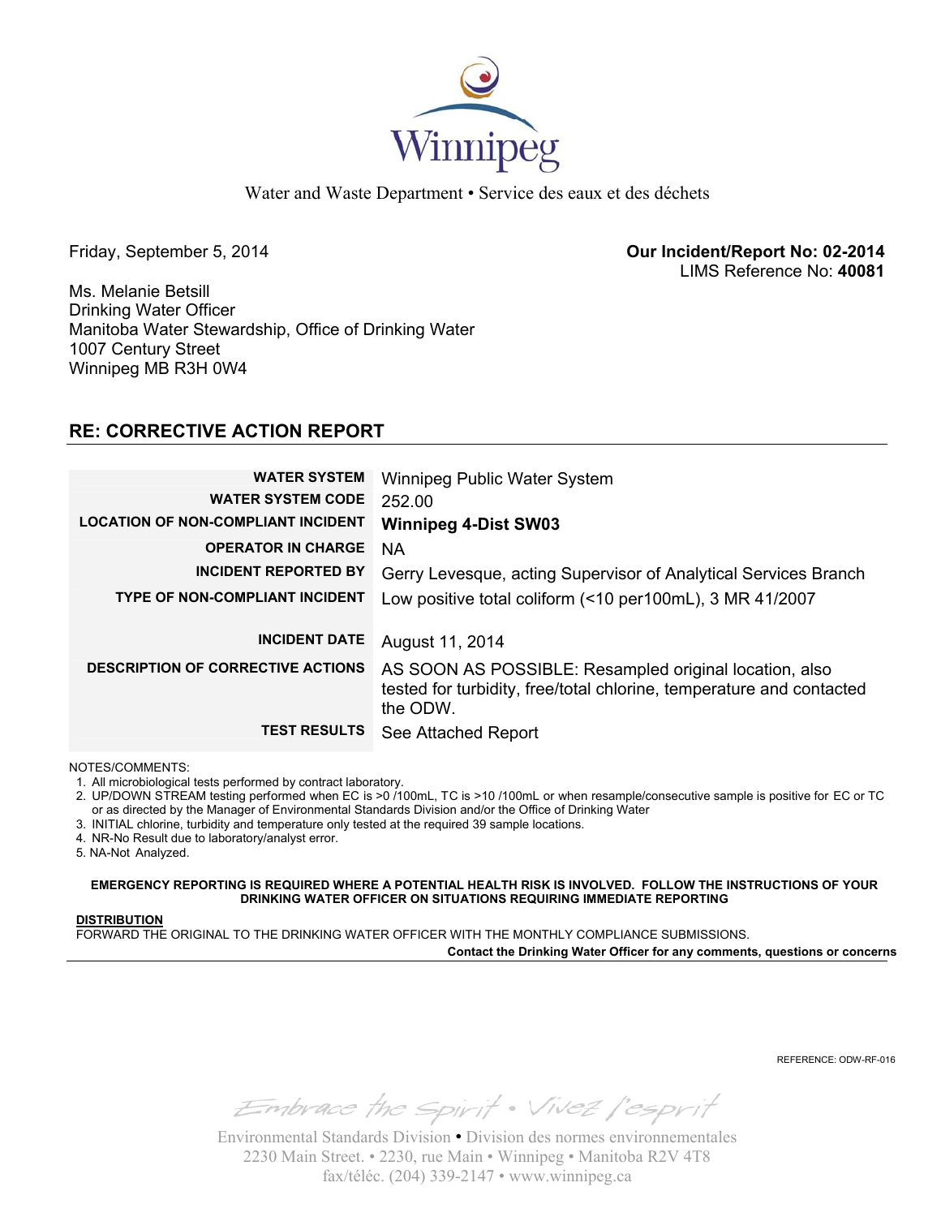Winnipeg

Water and Waste Department • Service des eaux et des déchets

Friday, September 5, 2014

**Our Incident/Report No: 02-2014**
LIMS Reference No: **40081**

Ms. Melanie Betsill
Drinking Water Officer
Manitoba Water Stewardship, Office of Drinking Water
1007 Century Street
Winnipeg MB R3H 0W4

## RE: CORRECTIVE ACTION REPORT

| | |
|---|---|
| **WATER SYSTEM** | Winnipeg Public Water System |
| **WATER SYSTEM CODE** | 252.00 |
| **LOCATION OF NON-COMPLIANT INCIDENT** | **Winnipeg 4-Dist SW03** |
| **OPERATOR IN CHARGE** | NA |
| **INCIDENT REPORTED BY** | Gerry Levesque, acting Supervisor of Analytical Services Branch |
| **TYPE OF NON-COMPLIANT INCIDENT** | Low positive total coliform (<10 per100mL), 3 MR 41/2007 |
| **INCIDENT DATE** | August 11, 2014 |
| **DESCRIPTION OF CORRECTIVE ACTIONS** | AS SOON AS POSSIBLE: Resampled original location, also tested for turbidity, free/total chlorine, temperature and contacted the ODW. |
| **TEST RESULTS** | See Attached Report |

NOTES/COMMENTS:

1. All microbiological tests performed by contract laboratory.
2. UP/DOWN STREAM testing performed when EC is >0 /100mL, TC is >10 /100mL or when resample/consecutive sample is positive for EC or TC or as directed by the Manager of Environmental Standards Division and/or the Office of Drinking Water
3. INITIAL chlorine, turbidity and temperature only tested at the required 39 sample locations.
4. NR-No Result due to laboratory/analyst error.
5. NA-Not Analyzed.

**EMERGENCY REPORTING IS REQUIRED WHERE A POTENTIAL HEALTH RISK IS INVOLVED. FOLLOW THE INSTRUCTIONS OF YOUR DRINKING WATER OFFICER ON SITUATIONS REQUIRING IMMEDIATE REPORTING**

**DISTRIBUTION**
FORWARD THE ORIGINAL TO THE DRINKING WATER OFFICER WITH THE MONTHLY COMPLIANCE SUBMISSIONS.

**Contact the Drinking Water Officer for any comments, questions or concerns**

REFERENCE: ODW-RF-016

*Embrace the Spirit • Vivez l'esprit*

Environmental Standards Division • Division des normes environnementales
2230 Main Street. • 2230, rue Main • Winnipeg • Manitoba R2V 4T8
fax/téléc. (204) 339-2147 • www.winnipeg.ca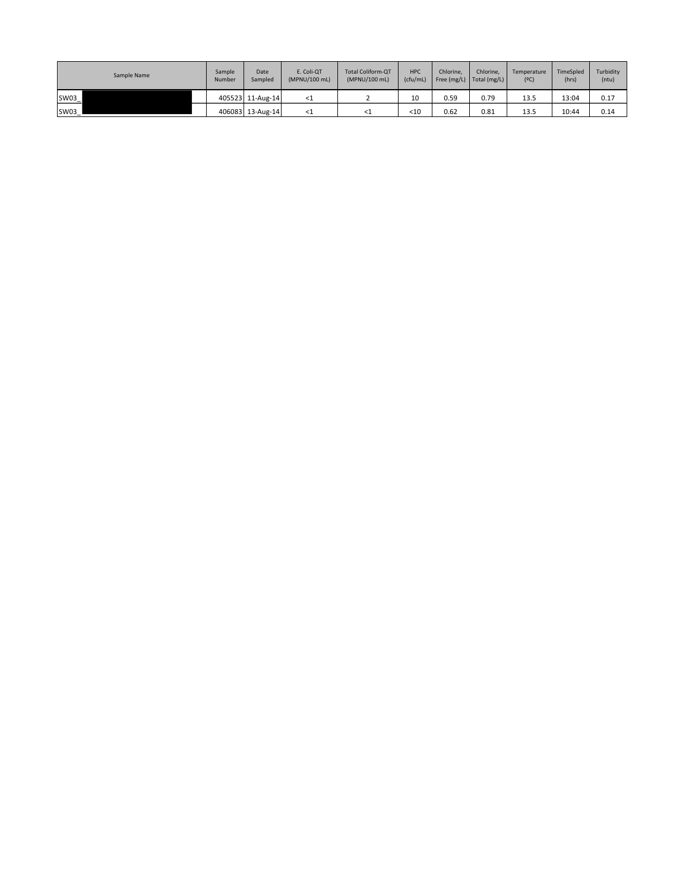| Sample Name | Sample Number | Date Sampled | E. Coli-QT (MPNU/100 mL) | Total Coliform-QT (MPNU/100 mL) | HPC (cfu/mL) | Chlorine, Free (mg/L) | Chlorine, Total (mg/L) | Temperature (ºC) | TimeSpled (hrs) | Turbidity (ntu) |
|---|---|---|---|---|---|---|---|---|---|---|
| SW03_ | 405523 | 11-Aug-14 | <1 | 2 | 10 | 0.59 | 0.79 | 13.5 | 13:04 | 0.17 |
| SW03_ | 406083 | 13-Aug-14 | <1 | <1 | <10 | 0.62 | 0.81 | 13.5 | 10:44 | 0.14 |